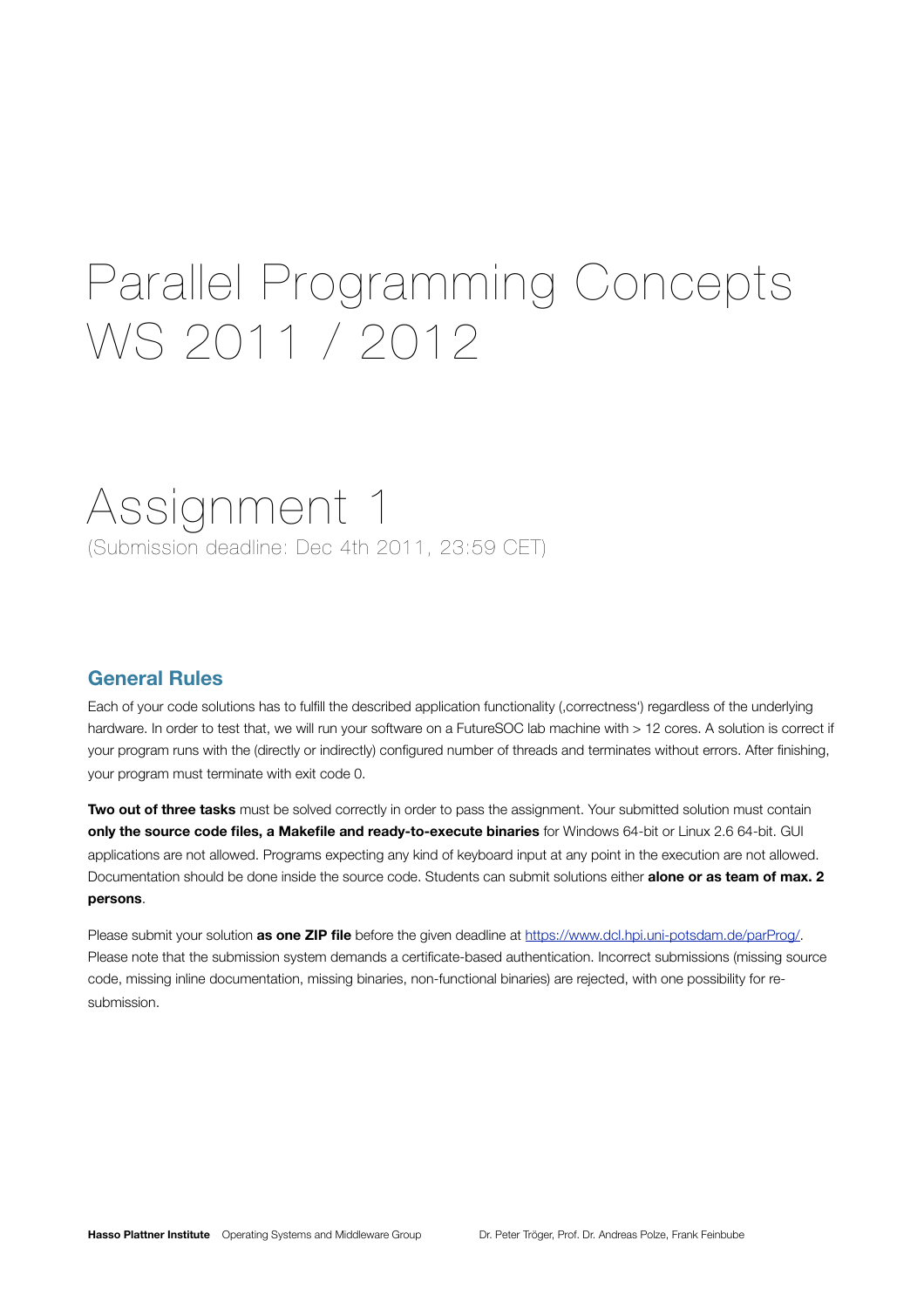# Parallel Programming Concepts WS 2011 / 2012

# Assignment 1

(Submission deadline: Dec 4th 2011, 23:59 CET)

## General Rules

Each of your code solutions has to fulfill the described application functionality (‚correctness') regardless of the underlying hardware. In order to test that, we will run your software on a FutureSOC lab machine with > 12 cores. A solution is correct if your program runs with the (directly or indirectly) configured number of threads and terminates without errors. After finishing, your program must terminate with exit code 0.

**Two out of three tasks** must be solved correctly in order to pass the assignment. Your submitted solution must contain **only the source code files, a Makefile and ready-to-execute binaries** for Windows 64-bit or Linux 2.6 64-bit. GUI applications are not allowed. Programs expecting any kind of keyboard input at any point in the execution are not allowed. Documentation should be done inside the source code. Students can submit solutions either **alone or as team of max. 2 persons**.

Please submit your solution **as one ZIP file** before the given deadline at https://www.dcl.hpi.uni-potsdam.de/parProg/. Please note that the submission system demands a certificate-based authentication. Incorrect submissions (missing source code, missing inline documentation, missing binaries, non-functional binaries) are rejected, with one possibility for re-submission.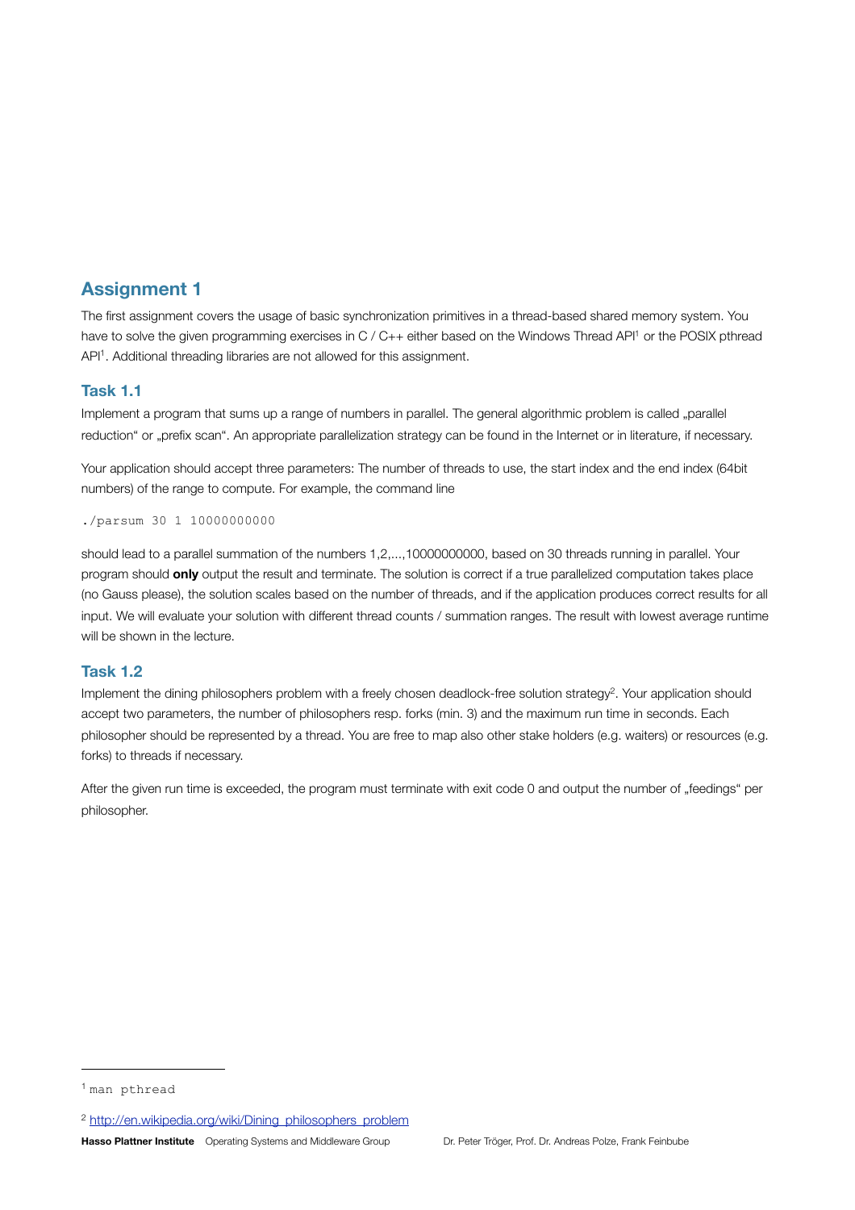## Assignment 1

The first assignment covers the usage of basic synchronization primitives in a thread-based shared memory system. You have to solve the given programming exercises in C / C++ either based on the Windows Thread API[1] or the POSIX pthread API[1]. Additional threading libraries are not allowed for this assignment.

### Task 1.1

Implement a program that sums up a range of numbers in parallel. The general algorithmic problem is called „parallel reduction" or „prefix scan". An appropriate parallelization strategy can be found in the Internet or in literature, if necessary.

Your application should accept three parameters: The number of threads to use, the start index and the end index (64bit numbers) of the range to compute. For example, the command line

```
./parsum 30 1 10000000000
```

should lead to a parallel summation of the numbers 1,2,...,10000000000, based on 30 threads running in parallel. Your program should **only** output the result and terminate. The solution is correct if a true parallelized computation takes place (no Gauss please), the solution scales based on the number of threads, and if the application produces correct results for all input. We will evaluate your solution with different thread counts / summation ranges. The result with lowest average runtime will be shown in the lecture.

### Task 1.2

Implement the dining philosophers problem with a freely chosen deadlock-free solution strategy[2]. Your application should accept two parameters, the number of philosophers resp. forks (min. 3) and the maximum run time in seconds. Each philosopher should be represented by a thread. You are free to map also other stake holders (e.g. waiters) or resources (e.g. forks) to threads if necessary.

After the given run time is exceeded, the program must terminate with exit code 0 and output the number of „feedings" per philosopher.

---

[1] `man pthread`

[2] http://en.wikipedia.org/wiki/Dining_philosophers_problem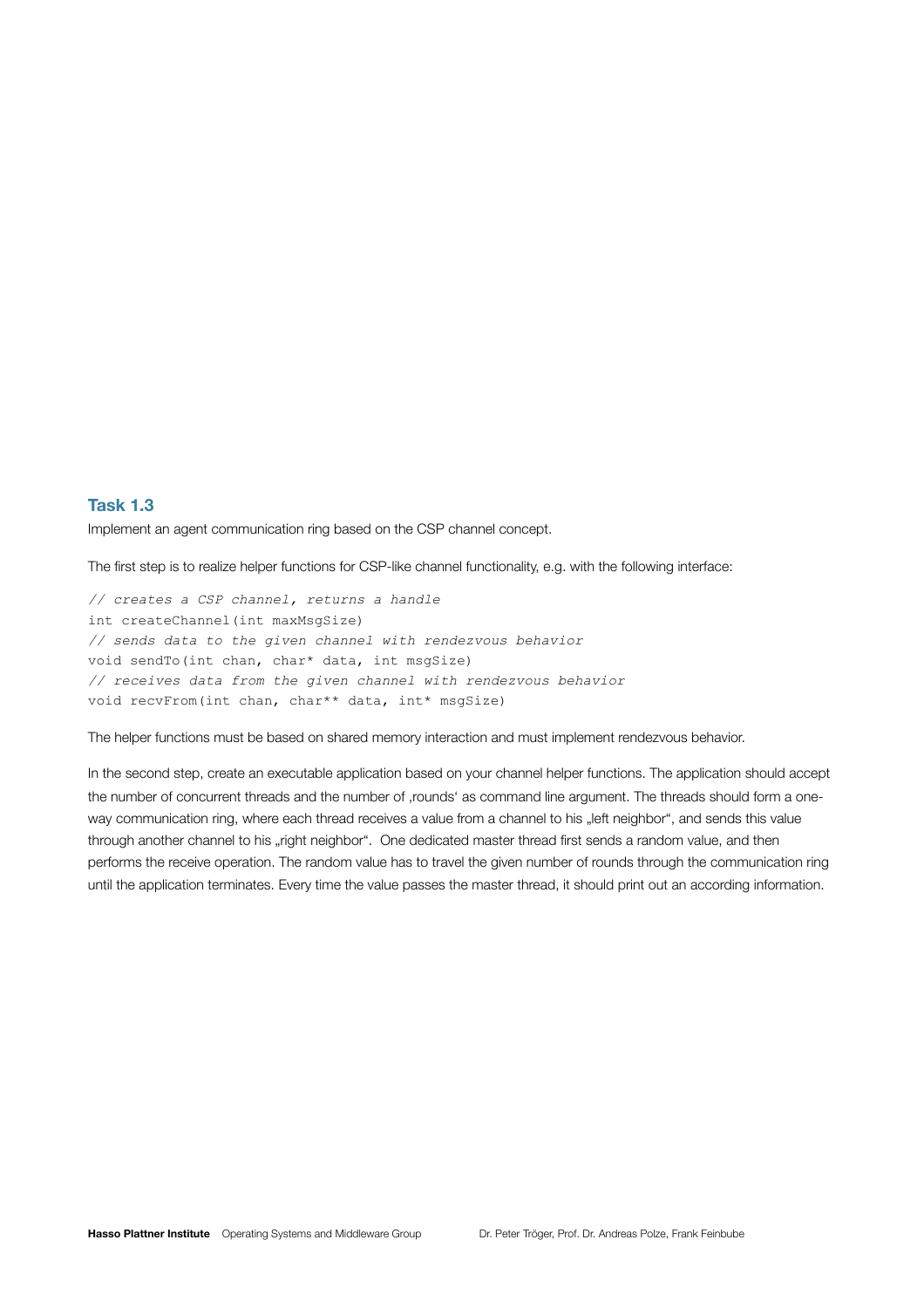### Task 1.3

Implement an agent communication ring based on the CSP channel concept.

The first step is to realize helper functions for CSP-like channel functionality, e.g. with the following interface:

```
// creates a CSP channel, returns a handle
int createChannel(int maxMsgSize)
// sends data to the given channel with rendezvous behavior
void sendTo(int chan, char* data, int msgSize)
// receives data from the given channel with rendezvous behavior
void recvFrom(int chan, char** data, int* msgSize)
```

The helper functions must be based on shared memory interaction and must implement rendezvous behavior.

In the second step, create an executable application based on your channel helper functions. The application should accept the number of concurrent threads and the number of ‚rounds' as command line argument. The threads should form a one-way communication ring, where each thread receives a value from a channel to his „left neighbor", and sends this value through another channel to his „right neighbor". One dedicated master thread first sends a random value, and then performs the receive operation. The random value has to travel the given number of rounds through the communication ring until the application terminates. Every time the value passes the master thread, it should print out an according information.